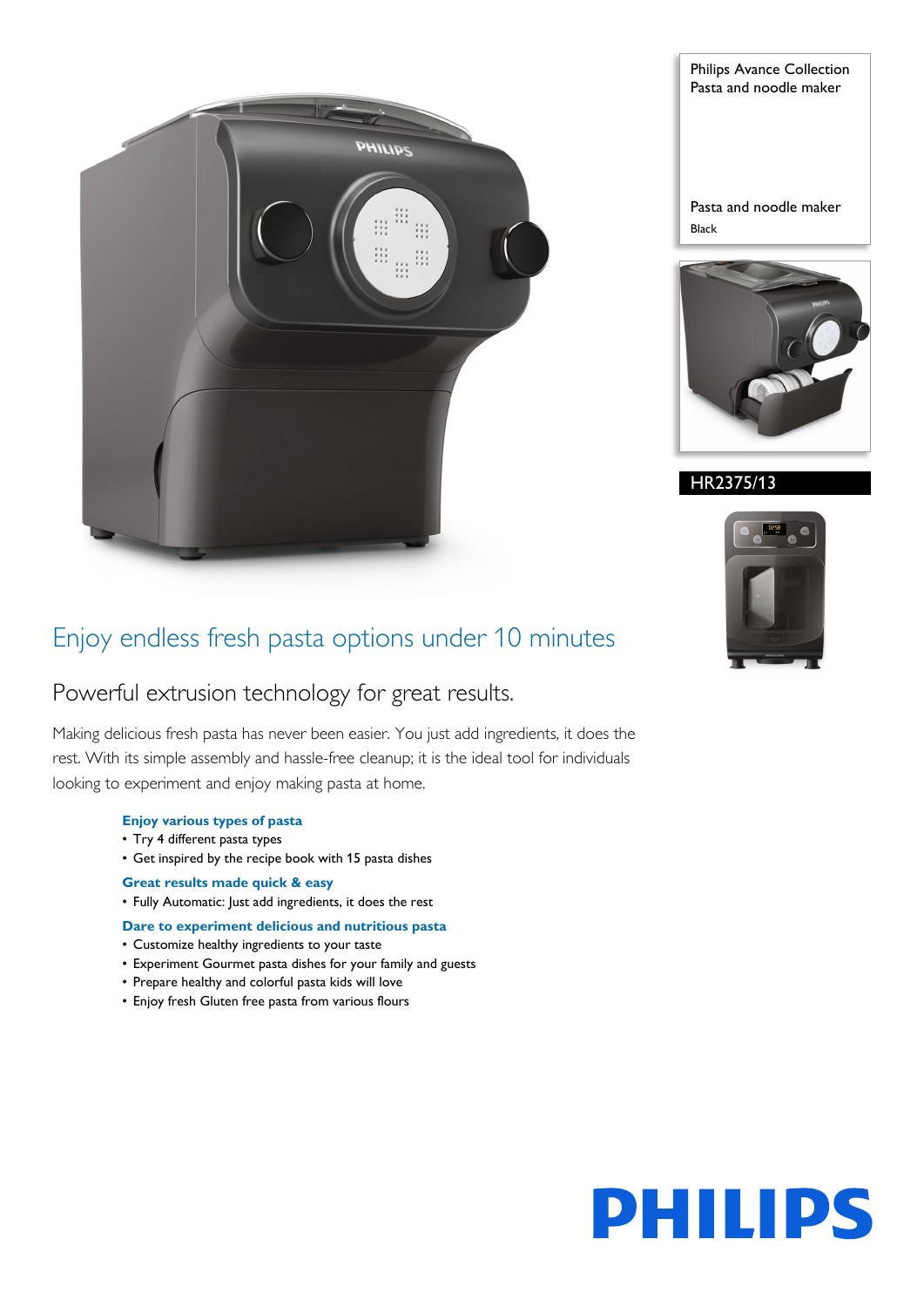Philips Avance Collection
Pasta and noodle maker

Pasta and noodle maker
Black

HR2375/13

# Enjoy endless fresh pasta options under 10 minutes

## Powerful extrusion technology for great results.

Making delicious fresh pasta has never been easier. You just add ingredients, it does the rest. With its simple assembly and hassle-free cleanup; it is the ideal tool for individuals looking to experiment and enjoy making pasta at home.

**Enjoy various types of pasta**
- Try 4 different pasta types
- Get inspired by the recipe book with 15 pasta dishes

**Great results made quick & easy**
- Fully Automatic: Just add ingredients, it does the rest

**Dare to experiment delicious and nutritious pasta**
- Customize healthy ingredients to your taste
- Experiment Gourmet pasta dishes for your family and guests
- Prepare healthy and colorful pasta kids will love
- Enjoy fresh Gluten free pasta from various flours

PHILIPS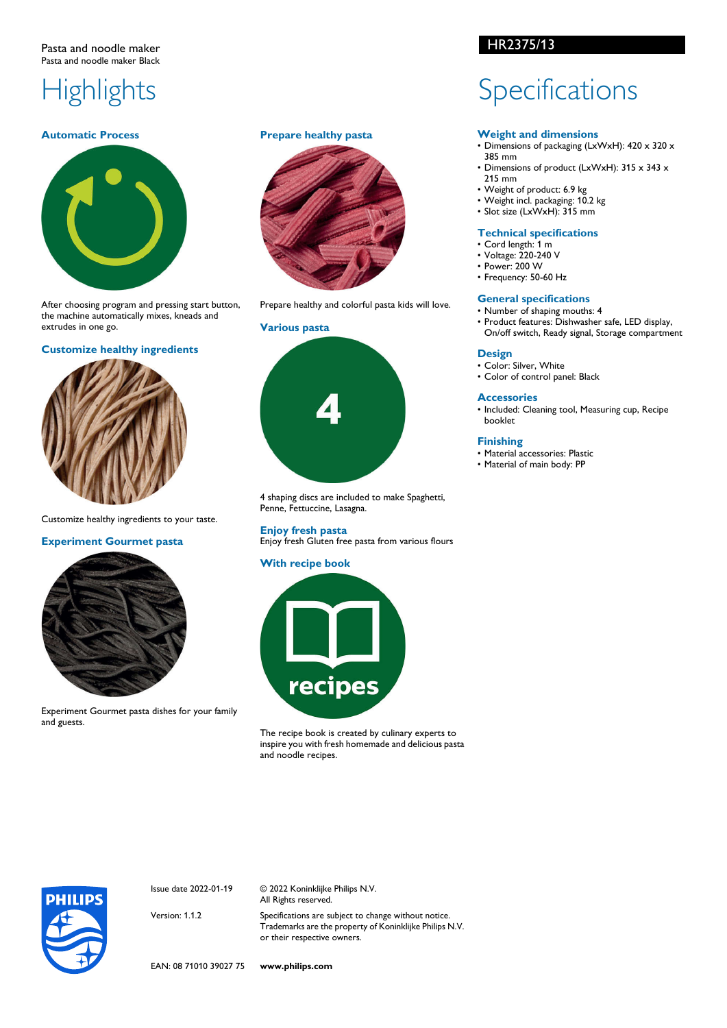Pasta and noodle maker
Pasta and noodle maker Black

HR2375/13

# Highlights

### Automatic Process

After choosing program and pressing start button, the machine automatically mixes, kneads and extrudes in one go.

### Customize healthy ingredients

Customize healthy ingredients to your taste.

### Experiment Gourmet pasta

Experiment Gourmet pasta dishes for your family and guests.

### Prepare healthy pasta

Prepare healthy and colorful pasta kids will love.

### Various pasta

4

4 shaping discs are included to make Spaghetti, Penne, Fettuccine, Lasagna.

### Enjoy fresh pasta

Enjoy fresh Gluten free pasta from various flours

### With recipe book

recipes

The recipe book is created by culinary experts to inspire you with fresh homemade and delicious pasta and noodle recipes.

# Specifications

### Weight and dimensions

- Dimensions of packaging (LxWxH): 420 x 320 x 385 mm
- Dimensions of product (LxWxH): 315 x 343 x 215 mm
- Weight of product: 6.9 kg
- Weight incl. packaging: 10.2 kg
- Slot size (LxWxH): 315 mm

### Technical specifications

- Cord length: 1 m
- Voltage: 220-240 V
- Power: 200 W
- Frequency: 50-60 Hz

### General specifications

- Number of shaping mouths: 4
- Product features: Dishwasher safe, LED display, On/off switch, Ready signal, Storage compartment

### Design

- Color: Silver, White
- Color of control panel: Black

### Accessories

- Included: Cleaning tool, Measuring cup, Recipe booklet

### Finishing

- Material accessories: Plastic
- Material of main body: PP

PHILIPS

Issue date 2022-01-19

Version: 1.1.2

EAN: 08 71010 39027 75

© 2022 Koninklijke Philips N.V.
All Rights reserved.

Specifications are subject to change without notice. Trademarks are the property of Koninklijke Philips N.V. or their respective owners.

**www.philips.com**